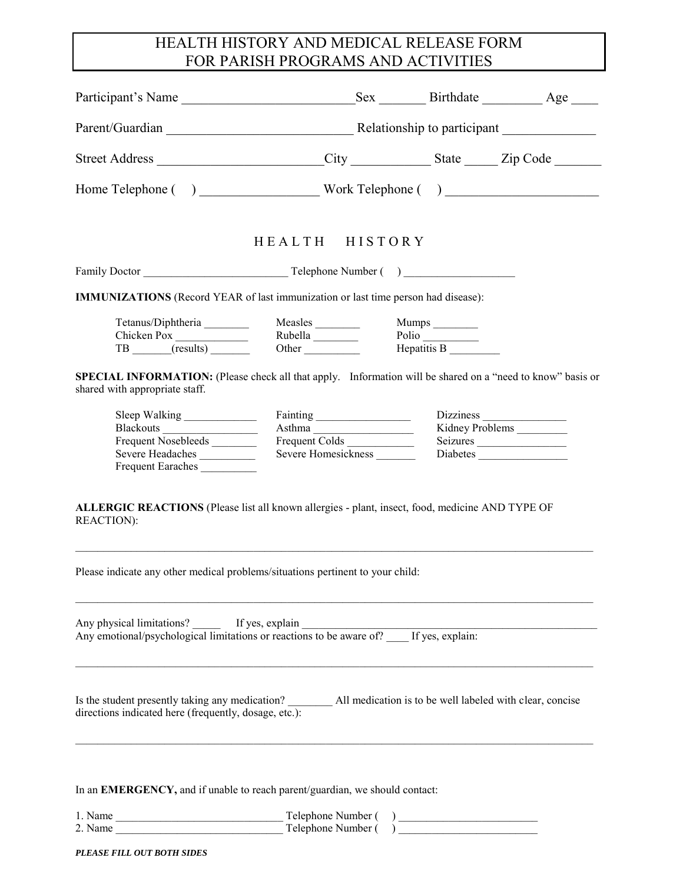# HEALTH HISTORY AND MEDICAL RELEASE FORM FOR PARISH PROGRAMS AND ACTIVITIES

Participant's Name __________________________ Sex _______ Birthdate _________ Age ____

Parent/Guardian ____________________________ Relationship to participant ______________

Street Address _________________________ City ____________ State _____ Zip Code _______

Home Telephone ( ) _________________ Work Telephone ( ) ______________________

## HEALTH HISTORY

Family Doctor __________________________ Telephone Number ( ) ____________________

**IMMUNIZATIONS** (Record YEAR of last immunization or last time person had disease):

Tetanus/Diphtheria ________ Measles ________ Mumps ________
Chicken Pox ____________ Rubella ________ Polio _________
TB _______(results) _______ Other __________ Hepatitis B _________

**SPECIAL INFORMATION:** (Please check all that apply. Information will be shared on a "need to know" basis or shared with appropriate staff.

Sleep Walking _____________ Fainting _________________ Dizziness _______________
Blackouts ________________ Asthma __________________ Kidney Problems _________
Frequent Nosebleeds ________ Frequent Colds ____________ Seizures ________________
Severe Headaches __________ Severe Homesickness _______ Diabetes ________________
Frequent Earaches __________

**ALLERGIC REACTIONS** (Please list all known allergies - plant, insect, food, medicine AND TYPE OF REACTION):

_____________________________________________________________________________________

Please indicate any other medical problems/situations pertinent to your child:

_____________________________________________________________________________________

Any physical limitations? _____ If yes, explain _______________________________________________
Any emotional/psychological limitations or reactions to be aware of? ____ If yes, explain:

_____________________________________________________________________________________

Is the student presently taking any medication? ________ All medication is to be well labeled with clear, concise directions indicated here (frequently, dosage, etc.):

_____________________________________________________________________________________

In an **EMERGENCY,** and if unable to reach parent/guardian, we should contact:

1. Name ______________________________ Telephone Number ( ) _________________________
2. Name ______________________________ Telephone Number ( ) _________________________

***PLEASE FILL OUT BOTH SIDES***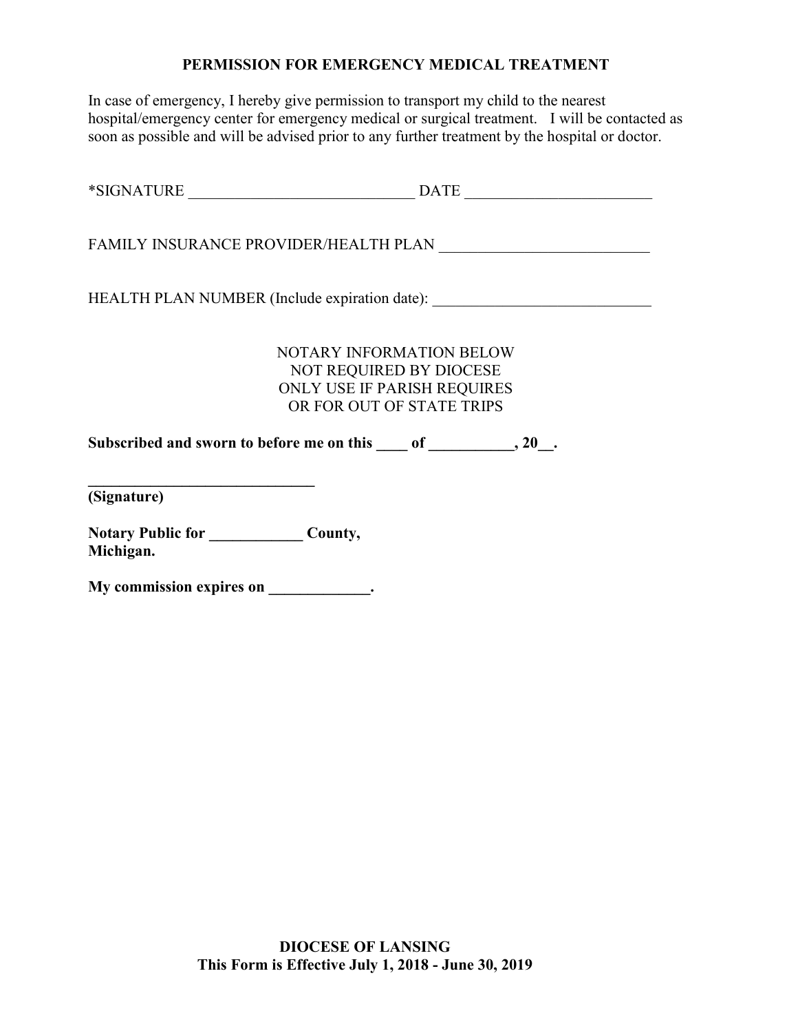## PERMISSION FOR EMERGENCY MEDICAL TREATMENT

In case of emergency, I hereby give permission to transport my child to the nearest hospital/emergency center for emergency medical or surgical treatment. I will be contacted as soon as possible and will be advised prior to any further treatment by the hospital or doctor.

*SIGNATURE ______________________________ DATE ________________________

FAMILY INSURANCE PROVIDER/HEALTH PLAN ___________________________

HEALTH PLAN NUMBER (Include expiration date): ____________________________

NOTARY INFORMATION BELOW
NOT REQUIRED BY DIOCESE
ONLY USE IF PARISH REQUIRES
OR FOR OUT OF STATE TRIPS

**Subscribed and sworn to before me on this ____ of ___________, 20__.**

______________________________
**(Signature)**

**Notary Public for ____________ County, Michigan.**

**My commission expires on _____________.**

**DIOCESE OF LANSING**
**This Form is Effective July 1, 2018 - June 30, 2019**